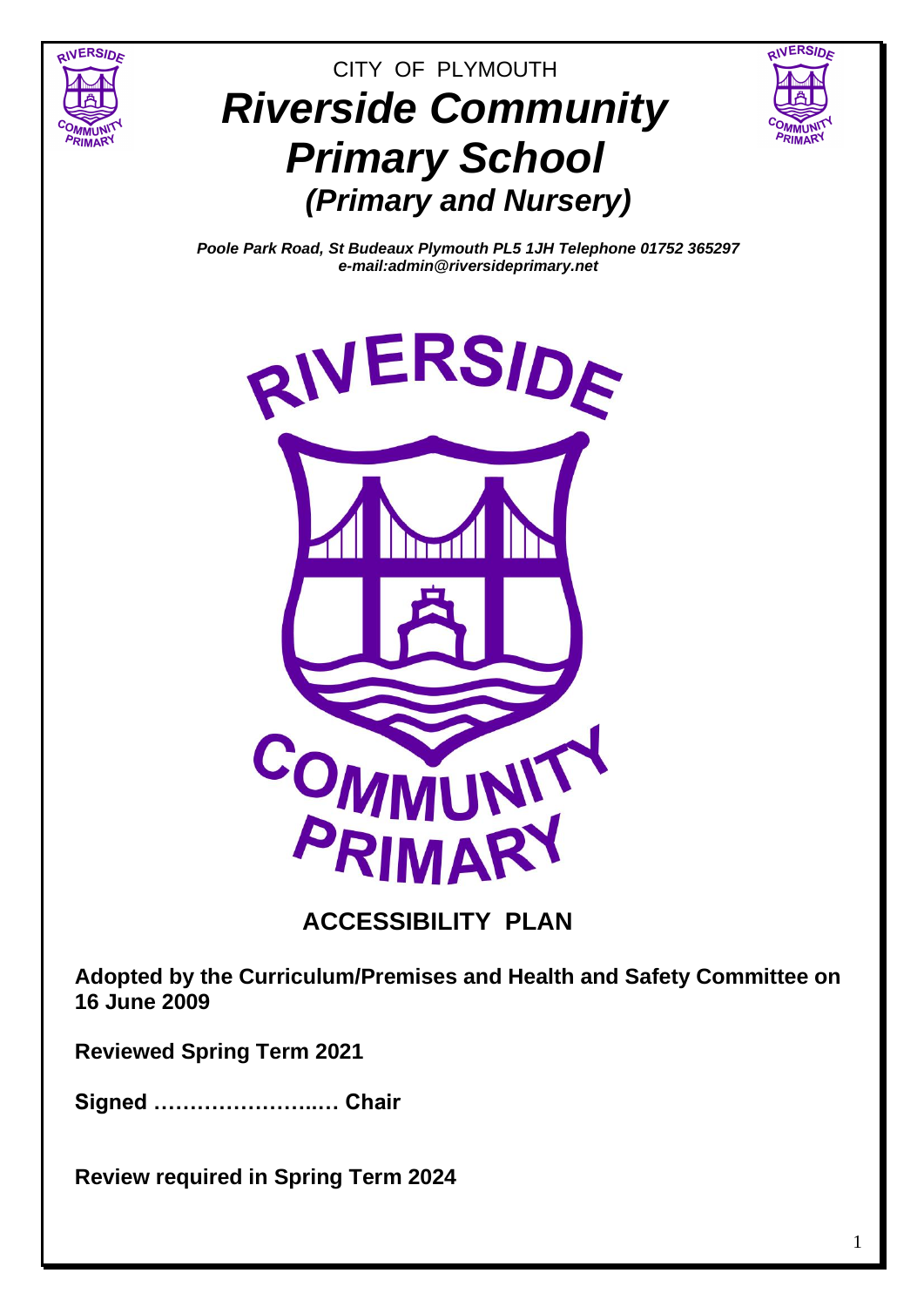CITY OF PLYMOUTH

# *Riverside Community Primary School*

## *(Primary and Nursery)*

***Poole Park Road, St Budeaux Plymouth PL5 1JH Telephone 01752 365297***
***e-mail:admin@riversideprimary.net***

RIVERSIDE

COMMUNITY PRIMARY

## ACCESSIBILITY PLAN

**Adopted by the Curriculum/Premises and Health and Safety Committee on 16 June 2009**

**Reviewed Spring Term 2021**

**Signed …………………..… Chair**

**Review required in Spring Term 2024**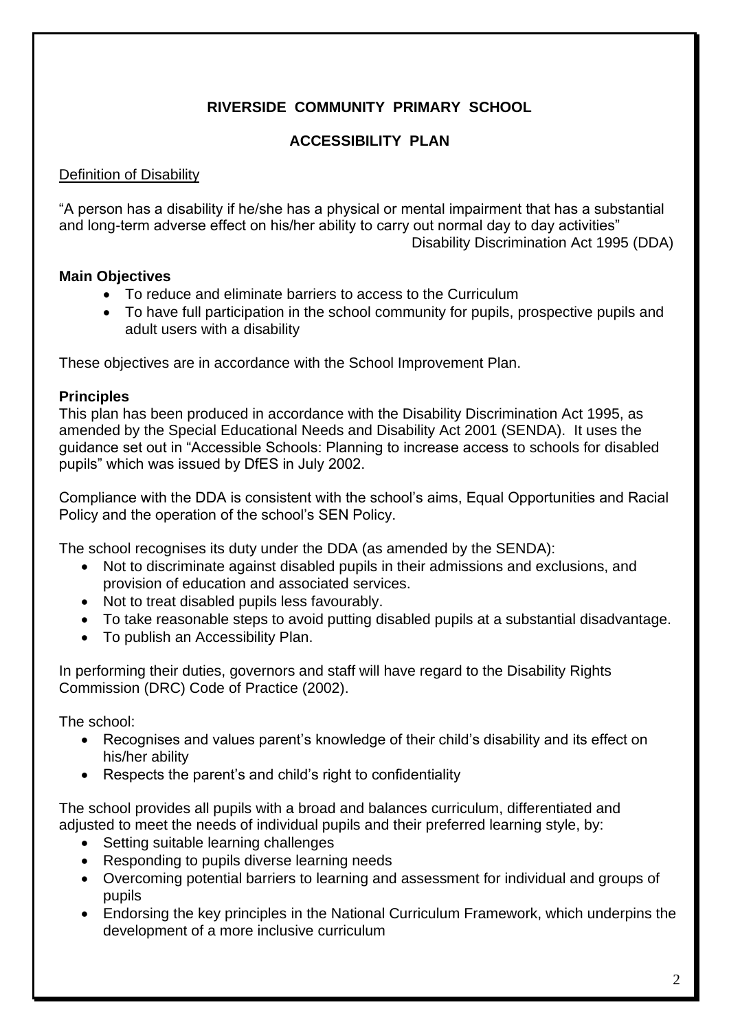# RIVERSIDE COMMUNITY PRIMARY SCHOOL

## ACCESSIBILITY PLAN

Definition of Disability

"A person has a disability if he/she has a physical or mental impairment that has a substantial and long-term adverse effect on his/her ability to carry out normal day to day activities"
Disability Discrimination Act 1995 (DDA)

**Main Objectives**

- To reduce and eliminate barriers to access to the Curriculum
- To have full participation in the school community for pupils, prospective pupils and adult users with a disability

These objectives are in accordance with the School Improvement Plan.

**Principles**

This plan has been produced in accordance with the Disability Discrimination Act 1995, as amended by the Special Educational Needs and Disability Act 2001 (SENDA). It uses the guidance set out in "Accessible Schools: Planning to increase access to schools for disabled pupils" which was issued by DfES in July 2002.

Compliance with the DDA is consistent with the school's aims, Equal Opportunities and Racial Policy and the operation of the school's SEN Policy.

The school recognises its duty under the DDA (as amended by the SENDA):

- Not to discriminate against disabled pupils in their admissions and exclusions, and provision of education and associated services.
- Not to treat disabled pupils less favourably.
- To take reasonable steps to avoid putting disabled pupils at a substantial disadvantage.
- To publish an Accessibility Plan.

In performing their duties, governors and staff will have regard to the Disability Rights Commission (DRC) Code of Practice (2002).

The school:

- Recognises and values parent's knowledge of their child's disability and its effect on his/her ability
- Respects the parent's and child's right to confidentiality

The school provides all pupils with a broad and balances curriculum, differentiated and adjusted to meet the needs of individual pupils and their preferred learning style, by:

- Setting suitable learning challenges
- Responding to pupils diverse learning needs
- Overcoming potential barriers to learning and assessment for individual and groups of pupils
- Endorsing the key principles in the National Curriculum Framework, which underpins the development of a more inclusive curriculum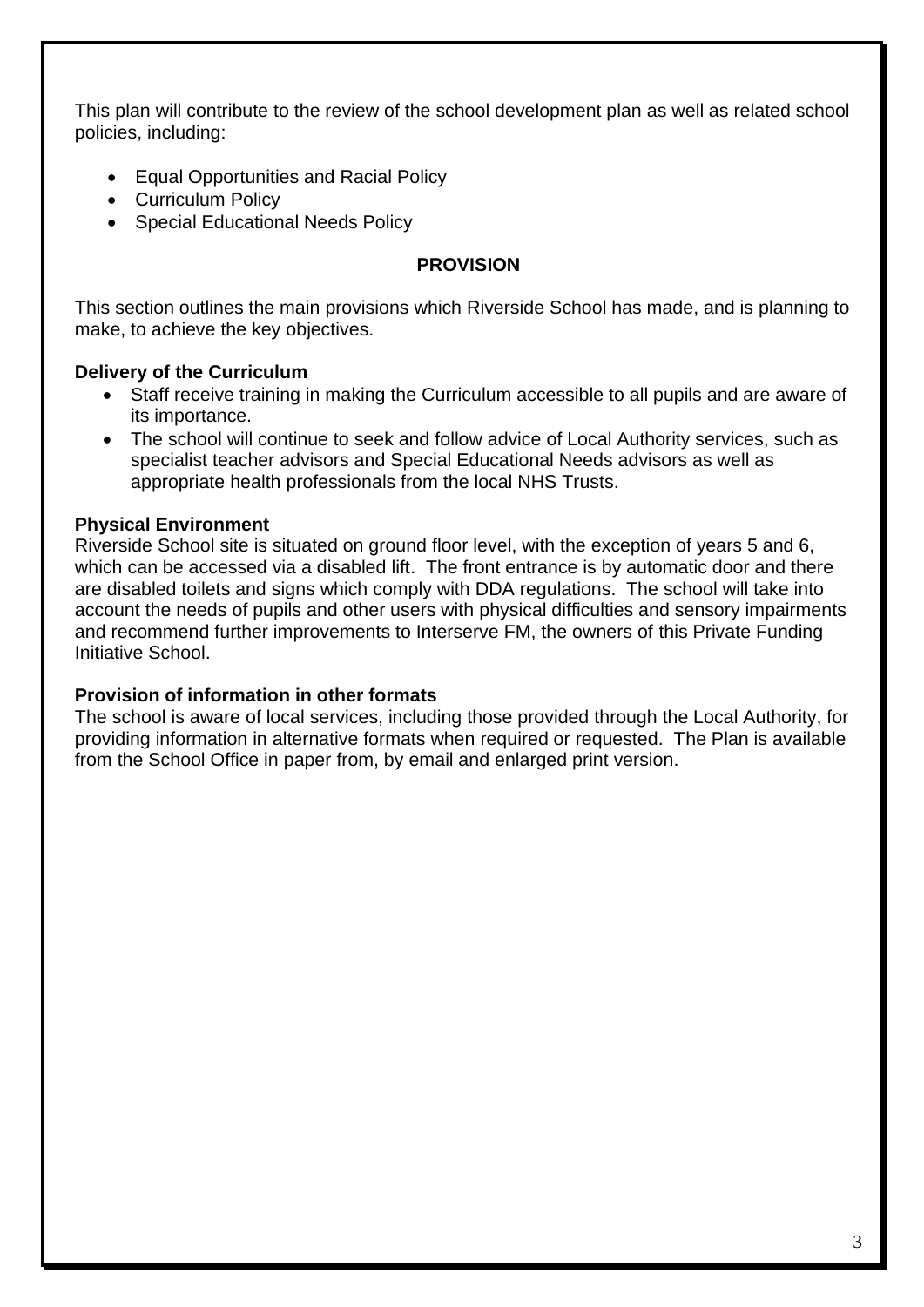This plan will contribute to the review of the school development plan as well as related school policies, including:

- Equal Opportunities and Racial Policy
- Curriculum Policy
- Special Educational Needs Policy

## PROVISION

This section outlines the main provisions which Riverside School has made, and is planning to make, to achieve the key objectives.

**Delivery of the Curriculum**

- Staff receive training in making the Curriculum accessible to all pupils and are aware of its importance.
- The school will continue to seek and follow advice of Local Authority services, such as specialist teacher advisors and Special Educational Needs advisors as well as appropriate health professionals from the local NHS Trusts.

**Physical Environment**

Riverside School site is situated on ground floor level, with the exception of years 5 and 6, which can be accessed via a disabled lift. The front entrance is by automatic door and there are disabled toilets and signs which comply with DDA regulations. The school will take into account the needs of pupils and other users with physical difficulties and sensory impairments and recommend further improvements to Interserve FM, the owners of this Private Funding Initiative School.

**Provision of information in other formats**

The school is aware of local services, including those provided through the Local Authority, for providing information in alternative formats when required or requested. The Plan is available from the School Office in paper from, by email and enlarged print version.